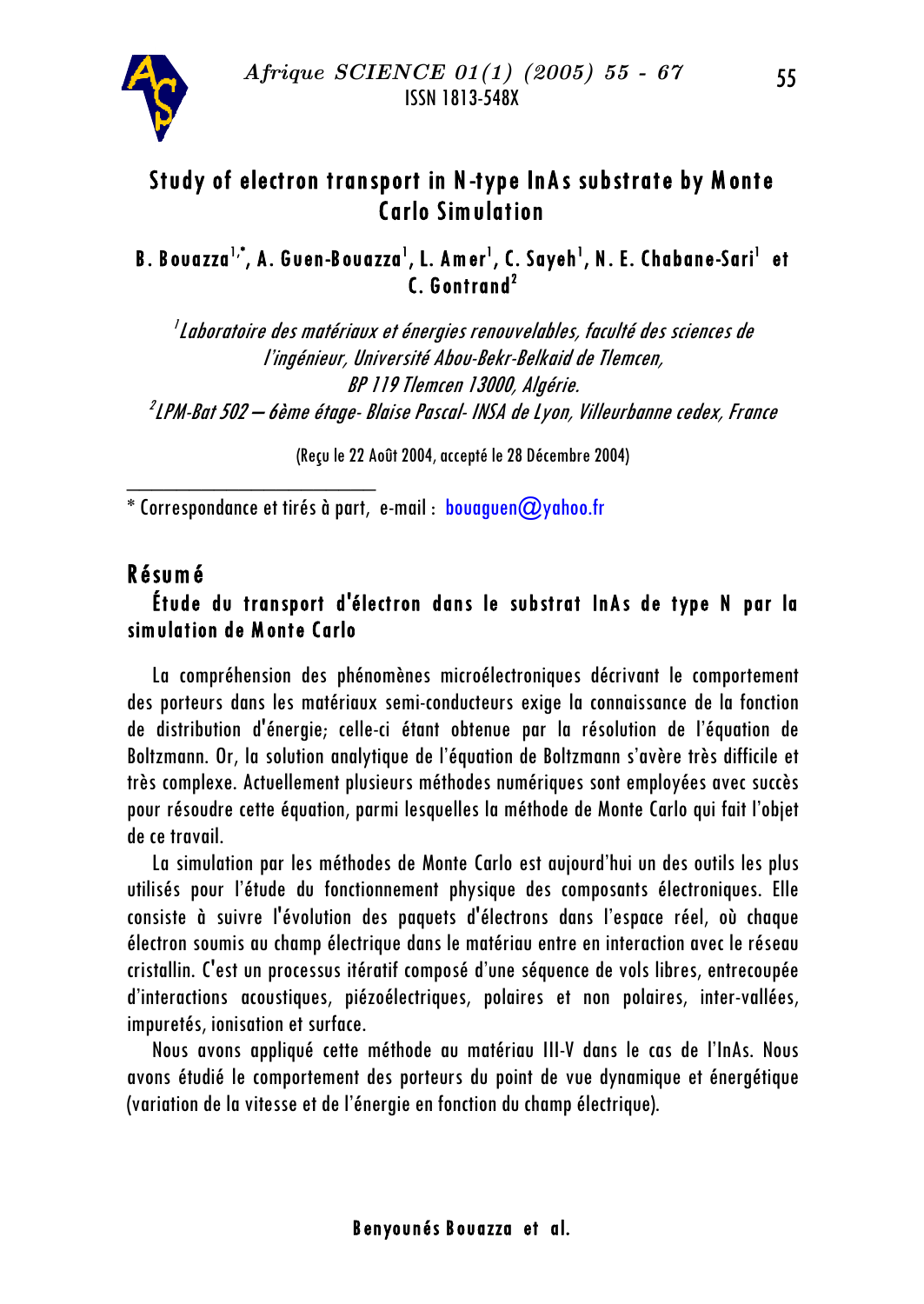# Study of electron transport in N-type InAs substrate by Monte Carlo Simulation

**B. Bouazza[1,*], A. Guen-Bouazza[1], L. Amer[1], C. Sayeh[1], N. E. Chabane-Sari[1] et C. Gontrand[2]**

*[1]Laboratoire des matériaux et énergies renouvelables, faculté des sciences de l'ingénieur, Université Abou-Bekr-Belkaid de Tlemcen, BP 119 Tlemcen 13000, Algérie.*

*[2]LPM-Bat 502 – 6ème étage- Blaise Pascal- INSA de Lyon, Villeurbanne cedex, France*

(Reçu le 22 Août 2004, accepté le 28 Décembre 2004)

\* Correspondance et tirés à part, e-mail : bouaguen@yahoo.fr

## Résumé

### Étude du transport d'électron dans le substrat InAs de type N par la simulation de Monte Carlo

La compréhension des phénomènes microélectroniques décrivant le comportement des porteurs dans les matériaux semi-conducteurs exige la connaissance de la fonction de distribution d'énergie; celle-ci étant obtenue par la résolution de l'équation de Boltzmann. Or, la solution analytique de l'équation de Boltzmann s'avère très difficile et très complexe. Actuellement plusieurs méthodes numériques sont employées avec succès pour résoudre cette équation, parmi lesquelles la méthode de Monte Carlo qui fait l'objet de ce travail.

La simulation par les méthodes de Monte Carlo est aujourd'hui un des outils les plus utilisés pour l'étude du fonctionnement physique des composants électroniques. Elle consiste à suivre l'évolution des paquets d'électrons dans l'espace réel, où chaque électron soumis au champ électrique dans le matériau entre en interaction avec le réseau cristallin. C'est un processus itératif composé d'une séquence de vols libres, entrecoupée d'interactions acoustiques, piézoélectriques, polaires et non polaires, inter-vallées, impuretés, ionisation et surface.

Nous avons appliqué cette méthode au matériau III-V dans le cas de l'InAs. Nous avons étudié le comportement des porteurs du point de vue dynamique et énergétique (variation de la vitesse et de l'énergie en fonction du champ électrique).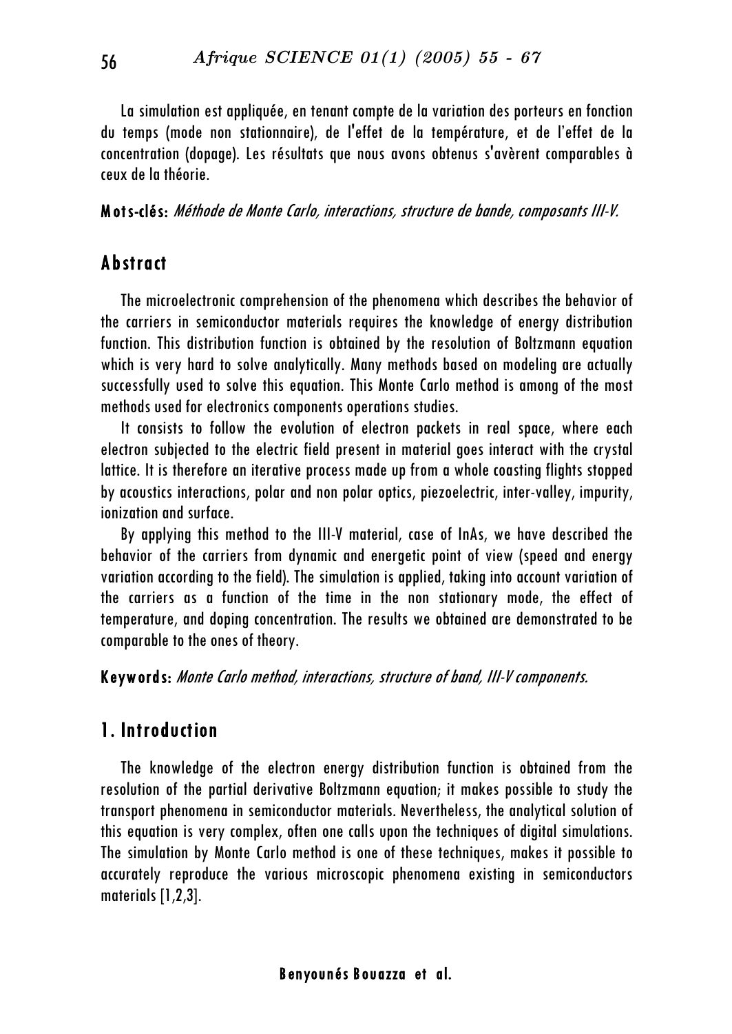La simulation est appliquée, en tenant compte de la variation des porteurs en fonction du temps (mode non stationnaire), de l'effet de la température, et de l'effet de la concentration (dopage). Les résultats que nous avons obtenus s'avèrent comparables à ceux de la théorie.

**Mots-clés:** *Méthode de Monte Carlo, interactions, structure de bande, composants III-V.*

## Abstract

The microelectronic comprehension of the phenomena which describes the behavior of the carriers in semiconductor materials requires the knowledge of energy distribution function. This distribution function is obtained by the resolution of Boltzmann equation which is very hard to solve analytically. Many methods based on modeling are actually successfully used to solve this equation. This Monte Carlo method is among of the most methods used for electronics components operations studies.

It consists to follow the evolution of electron packets in real space, where each electron subjected to the electric field present in material goes interact with the crystal lattice. It is therefore an iterative process made up from a whole coasting flights stopped by acoustics interactions, polar and non polar optics, piezoelectric, inter-valley, impurity, ionization and surface.

By applying this method to the III-V material, case of InAs, we have described the behavior of the carriers from dynamic and energetic point of view (speed and energy variation according to the field). The simulation is applied, taking into account variation of the carriers as a function of the time in the non stationary mode, the effect of temperature, and doping concentration. The results we obtained are demonstrated to be comparable to the ones of theory.

**Keywords:** *Monte Carlo method, interactions, structure of band, III-V components.*

## 1. Introduction

The knowledge of the electron energy distribution function is obtained from the resolution of the partial derivative Boltzmann equation; it makes possible to study the transport phenomena in semiconductor materials. Nevertheless, the analytical solution of this equation is very complex, often one calls upon the techniques of digital simulations. The simulation by Monte Carlo method is one of these techniques, makes it possible to accurately reproduce the various microscopic phenomena existing in semiconductors materials [1,2,3].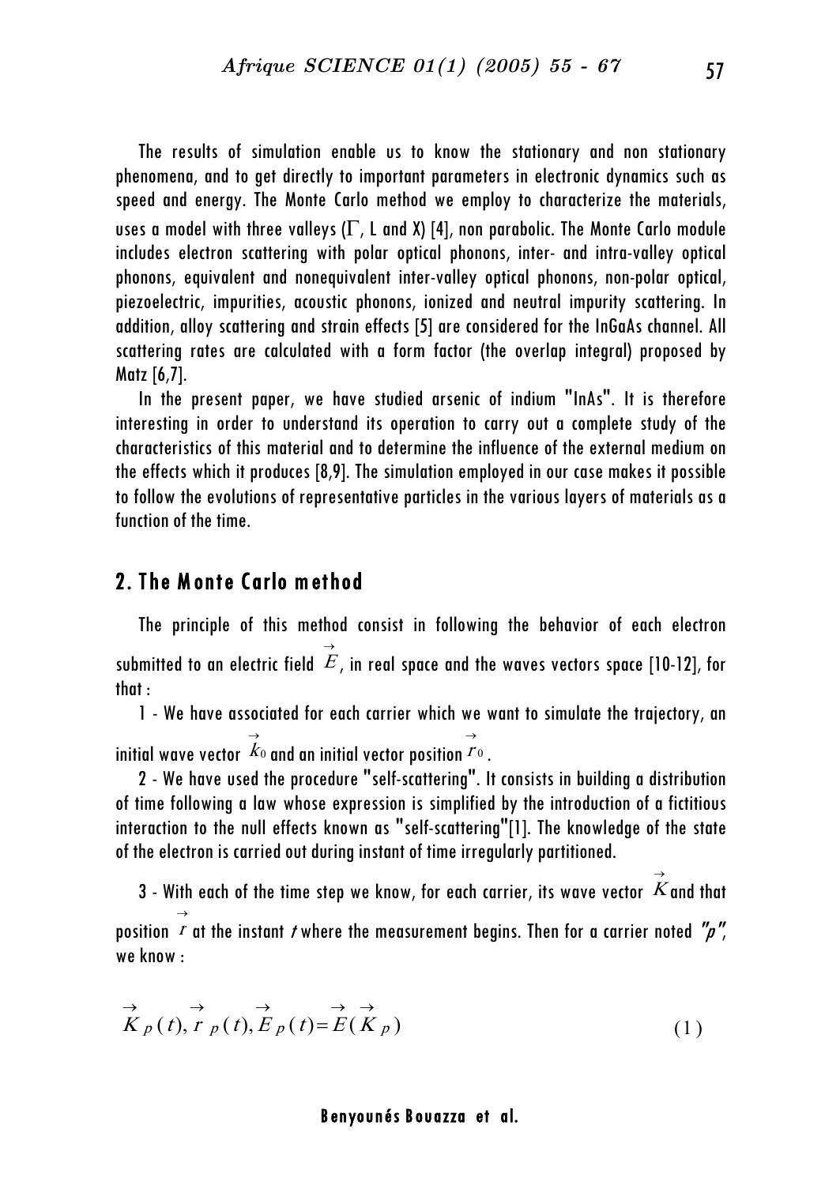The results of simulation enable us to know the stationary and non stationary phenomena, and to get directly to important parameters in electronic dynamics such as speed and energy. The Monte Carlo method we employ to characterize the materials, uses a model with three valleys ($\Gamma$, L and X) [4], non parabolic. The Monte Carlo module includes electron scattering with polar optical phonons, inter- and intra-valley optical phonons, equivalent and nonequivalent inter-valley optical phonons, non-polar optical, piezoelectric, impurities, acoustic phonons, ionized and neutral impurity scattering. In addition, alloy scattering and strain effects [5] are considered for the InGaAs channel. All scattering rates are calculated with a form factor (the overlap integral) proposed by Matz [6,7].

In the present paper, we have studied arsenic of indium "InAs". It is therefore interesting in order to understand its operation to carry out a complete study of the characteristics of this material and to determine the influence of the external medium on the effects which it produces [8,9]. The simulation employed in our case makes it possible to follow the evolutions of representative particles in the various layers of materials as a function of the time.

## 2. The Monte Carlo method

The principle of this method consist in following the behavior of each electron submitted to an electric field $\vec{E}$, in real space and the waves vectors space [10-12], for that :

1 - We have associated for each carrier which we want to simulate the trajectory, an initial wave vector $\vec{k}_0$ and an initial vector position $\vec{r}_0$.

2 - We have used the procedure "self-scattering". It consists in building a distribution of time following a law whose expression is simplified by the introduction of a fictitious interaction to the null effects known as "self-scattering"[1]. The knowledge of the state of the electron is carried out during instant of time irregularly partitioned.

3 - With each of the time step we know, for each carrier, its wave vector $\vec{K}$ and that position $\vec{r}$ at the instant *t* where the measurement begins. Then for a carrier noted ***"p"***, we know :

$$\vec{K}_p(t), \vec{r}_p(t), \vec{E}_p(t) = \vec{E}(\vec{K}_p) \tag{1}$$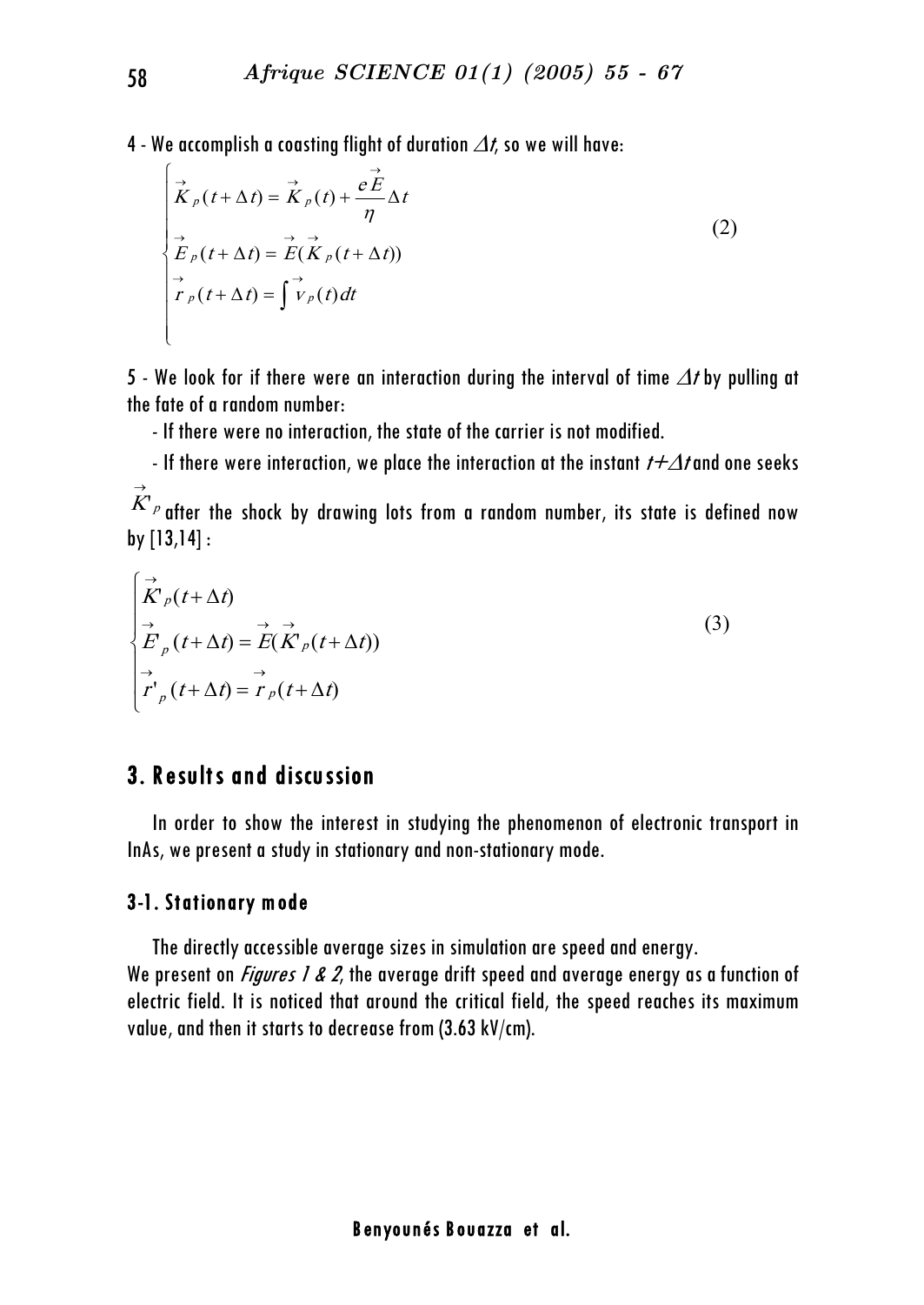4 - We accomplish a coasting flight of duration $\Delta t$, so we will have:

$$
\begin{cases}
\vec{K}_p(t+\Delta t) = \vec{K}_p(t) + \dfrac{e\vec{E}}{\eta}\Delta t \\
\vec{E}_p(t+\Delta t) = \vec{E}(\vec{K}_p(t+\Delta t)) \\
\vec{r}_p(t+\Delta t) = \int \vec{v}_p(t)dt
\end{cases}
\tag{2}
$$

5 - We look for if there were an interaction during the interval of time $\Delta t$ by pulling at the fate of a random number:

- If there were no interaction, the state of the carrier is not modified.
- If there were interaction, we place the interaction at the instant $t+\Delta t$ and one seeks $\vec{K'}_p$ after the shock by drawing lots from a random number, its state is defined now by [13,14] :

$$
\begin{cases}
\vec{K'}_p(t+\Delta t) \\
\vec{E}_p(t+\Delta t) = \vec{E}(\vec{K'}_p(t+\Delta t)) \\
\vec{r'}_p(t+\Delta t) = \vec{r}_p(t+\Delta t)
\end{cases}
\tag{3}
$$

## 3. Results and discussion

In order to show the interest in studying the phenomenon of electronic transport in InAs, we present a study in stationary and non-stationary mode.

### 3-1. Stationary mode

The directly accessible average sizes in simulation are speed and energy.
We present on *Figures 1 & 2*, the average drift speed and average energy as a function of electric field. It is noticed that around the critical field, the speed reaches its maximum value, and then it starts to decrease from (3.63 kV/cm).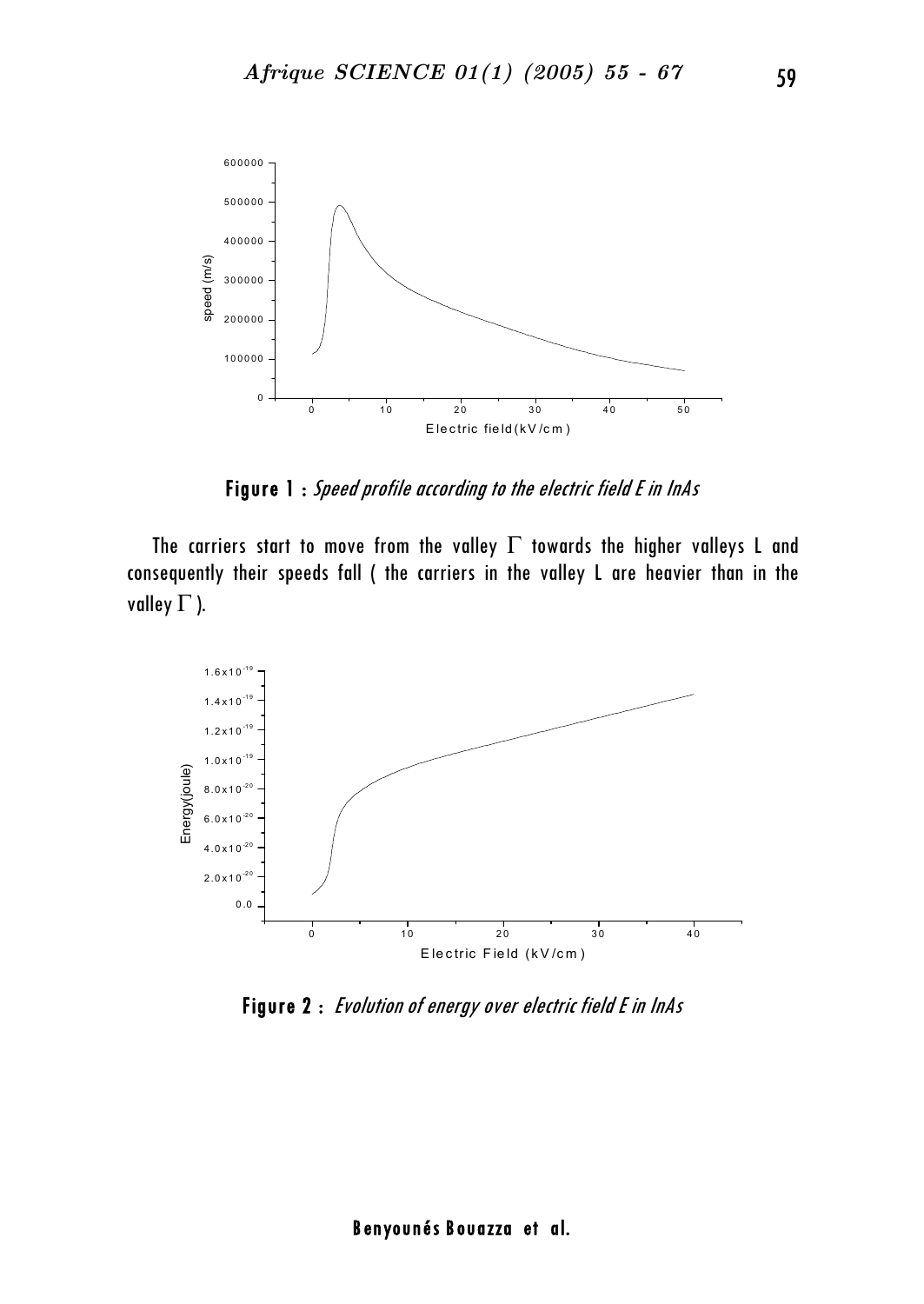**Figure 1 :** *Speed profile according to the electric field E in InAs*

The carriers start to move from the valley $\Gamma$ towards the higher valleys L and consequently their speeds fall ( the carriers in the valley L are heavier than in the valley $\Gamma$ ).

**Figure 2 :** *Evolution of energy over electric field E in InAs*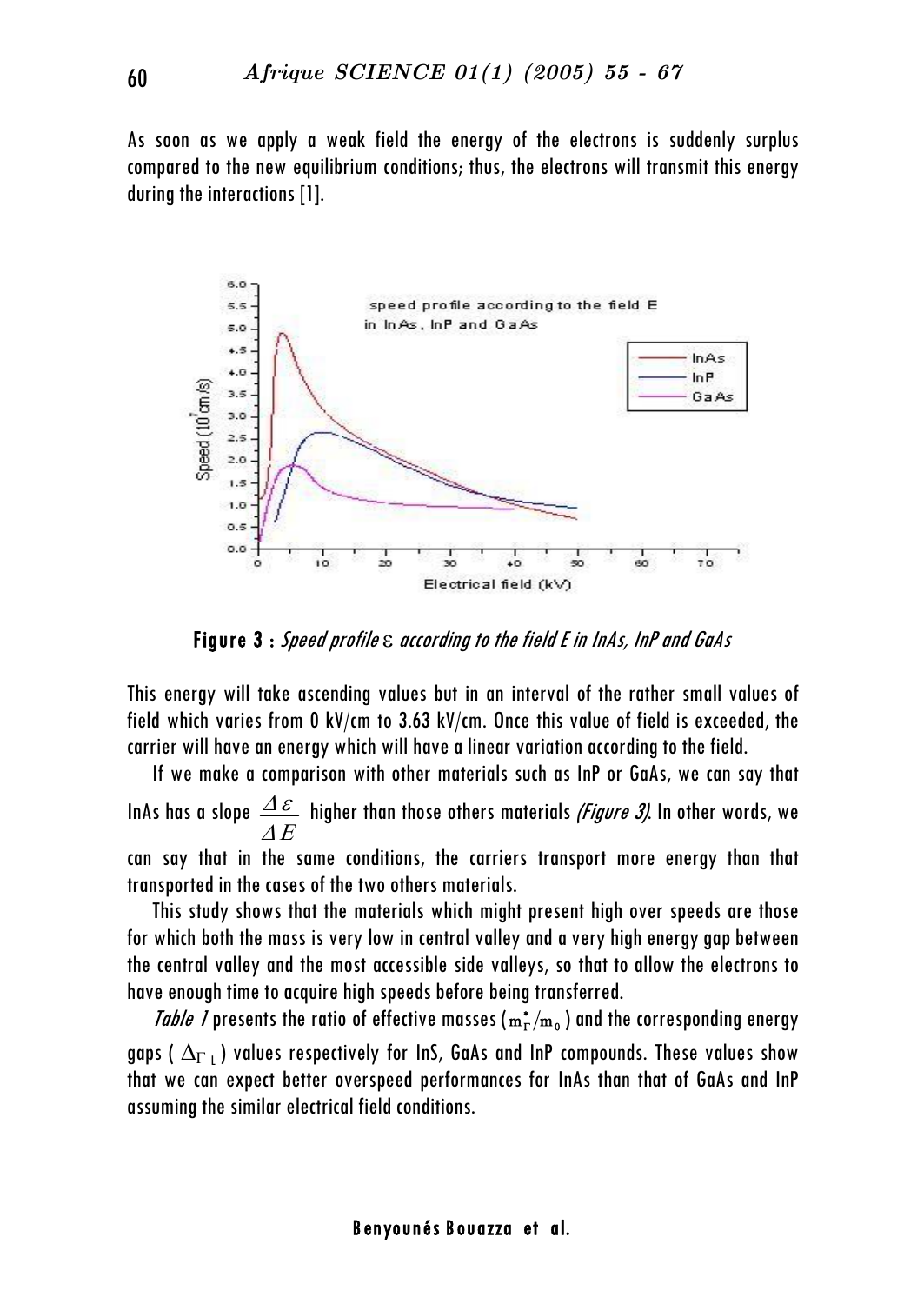As soon as we apply a weak field the energy of the electrons is suddenly surplus compared to the new equilibrium conditions; thus, the electrons will transmit this energy during the interactions [1].

**Figure 3 :** *Speed profile ε according to the field E in InAs, InP and GaAs*

This energy will take ascending values but in an interval of the rather small values of field which varies from 0 kV/cm to 3.63 kV/cm. Once this value of field is exceeded, the carrier will have an energy which will have a linear variation according to the field.

If we make a comparison with other materials such as InP or GaAs, we can say that InAs has a slope $\frac{\Delta \varepsilon}{\Delta E}$ higher than those others materials *(Figure 3)*. In other words, we can say that in the same conditions, the carriers transport more energy than that transported in the cases of the two others materials.

This study shows that the materials which might present high over speeds are those for which both the mass is very low in central valley and a very high energy gap between the central valley and the most accessible side valleys, so that to allow the electrons to have enough time to acquire high speeds before being transferred.

*Table 1* presents the ratio of effective masses ($m_{\Gamma}^{*}/m_0$) and the corresponding energy gaps ($\Delta_{\Gamma L}$) values respectively for InS, GaAs and InP compounds. These values show that we can expect better overspeed performances for InAs than that of GaAs and InP assuming the similar electrical field conditions.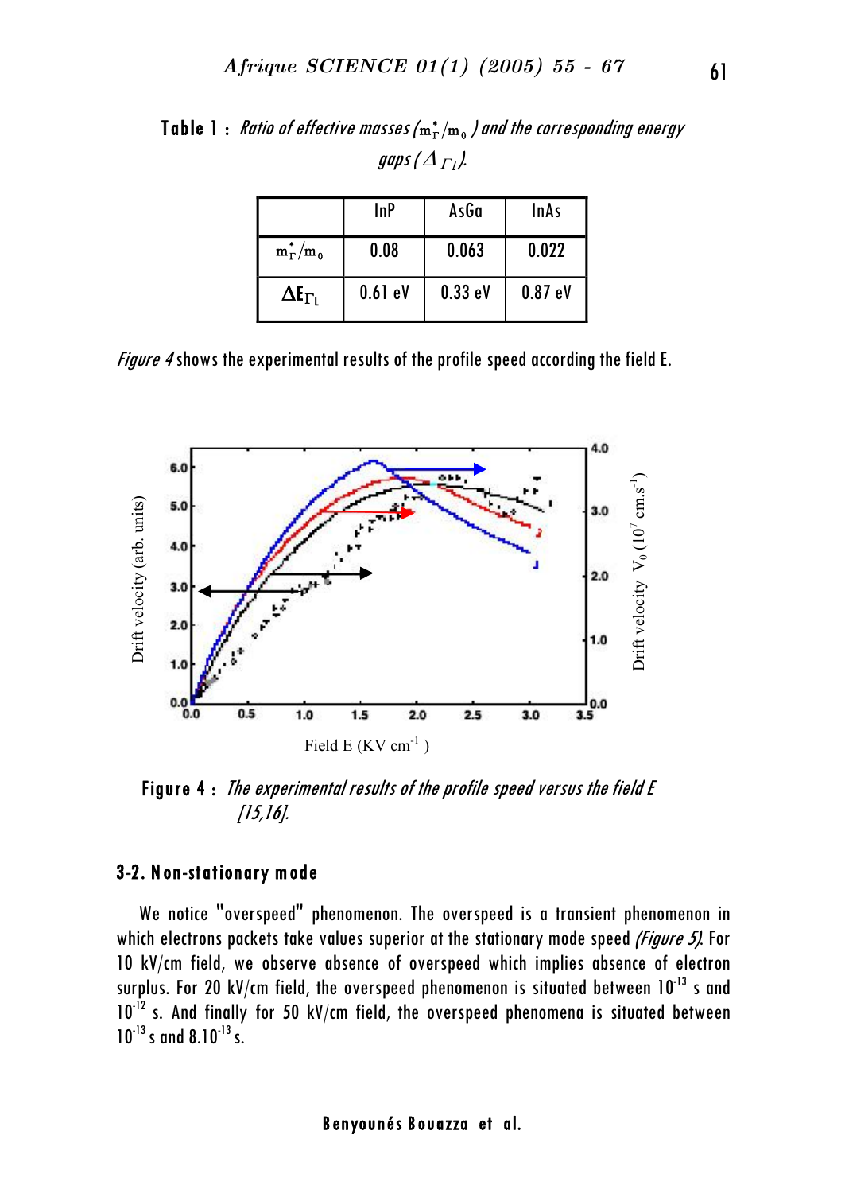**Table 1 :** *Ratio of effective masses ($m^*_\Gamma/m_0$) and the corresponding energy gaps ($\Delta_{\Gamma L}$).*

| | InP | AsGa | InAs |
|---|---|---|---|
| $m^*_\Gamma/m_0$ | 0.08 | 0.063 | 0.022 |
| $\Delta E_{\Gamma L}$ | 0.61 eV | 0.33 eV | 0.87 eV |

*Figure 4* shows the experimental results of the profile speed according the field E.

**Figure 4 :** *The experimental results of the profile speed versus the field E [15,16].*

## 3-2. Non-stationary mode

We notice "overspeed" phenomenon. The overspeed is a transient phenomenon in which electrons packets take values superior at the stationary mode speed *(Figure 5)*. For 10 kV/cm field, we observe absence of overspeed which implies absence of electron surplus. For 20 kV/cm field, the overspeed phenomenon is situated between $10^{-13}$ s and $10^{-12}$ s. And finally for 50 kV/cm field, the overspeed phenomena is situated between $10^{-13}$ s and $8.10^{-13}$ s.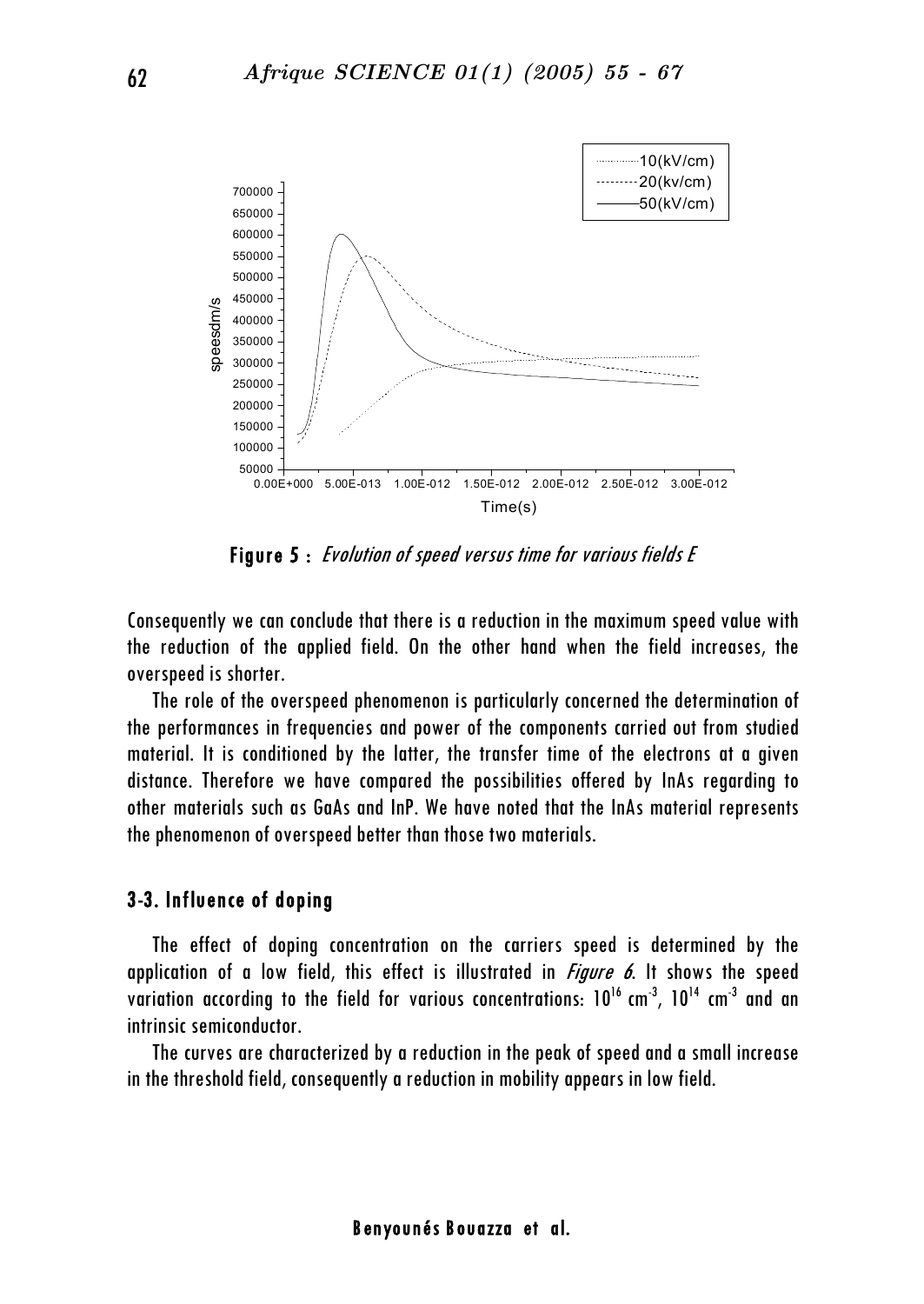Figure 5 : *Evolution of speed versus time for various fields E*

Consequently we can conclude that there is a reduction in the maximum speed value with the reduction of the applied field. On the other hand when the field increases, the overspeed is shorter.

The role of the overspeed phenomenon is particularly concerned the determination of the performances in frequencies and power of the components carried out from studied material. It is conditioned by the latter, the transfer time of the electrons at a given distance. Therefore we have compared the possibilities offered by InAs regarding to other materials such as GaAs and InP. We have noted that the InAs material represents the phenomenon of overspeed better than those two materials.

## 3-3. Influence of doping

The effect of doping concentration on the carriers speed is determined by the application of a low field, this effect is illustrated in *Figure 6*. It shows the speed variation according to the field for various concentrations: $10^{16}$ $cm^{-3}$, $10^{14}$ $cm^{-3}$ and an intrinsic semiconductor.

The curves are characterized by a reduction in the peak of speed and a small increase in the threshold field, consequently a reduction in mobility appears in low field.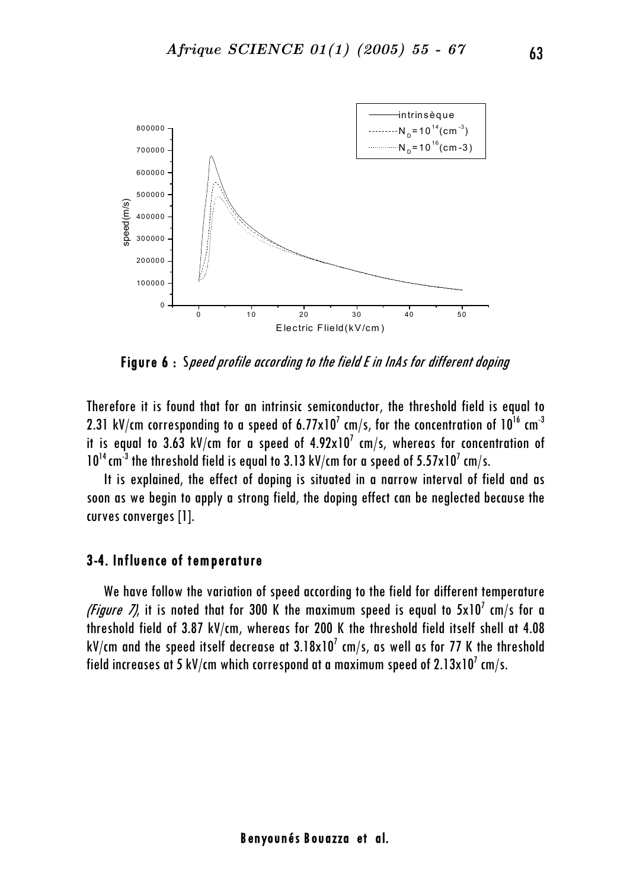**Figure 6 :** *Speed profile according to the field E in InAs for different doping*

Therefore it is found that for an intrinsic semiconductor, the threshold field is equal to 2.31 kV/cm corresponding to a speed of $6.77 \times 10^7$ cm/s, for the concentration of $10^{16}$ cm$^{-3}$ it is equal to 3.63 kV/cm for a speed of $4.92 \times 10^7$ cm/s, whereas for concentration of $10^{14}$ cm$^{-3}$ the threshold field is equal to 3.13 kV/cm for a speed of $5.57 \times 10^7$ cm/s.

It is explained, the effect of doping is situated in a narrow interval of field and as soon as we begin to apply a strong field, the doping effect can be neglected because the curves converges [1].

### 3-4. Influence of temperature

We have follow the variation of speed according to the field for different temperature *(Figure 7)*, it is noted that for 300 K the maximum speed is equal to $5 \times 10^7$ cm/s for a threshold field of 3.87 kV/cm, whereas for 200 K the threshold field itself shell at 4.08 kV/cm and the speed itself decrease at $3.18 \times 10^7$ cm/s, as well as for 77 K the threshold field increases at 5 kV/cm which correspond at a maximum speed of $2.13 \times 10^7$ cm/s.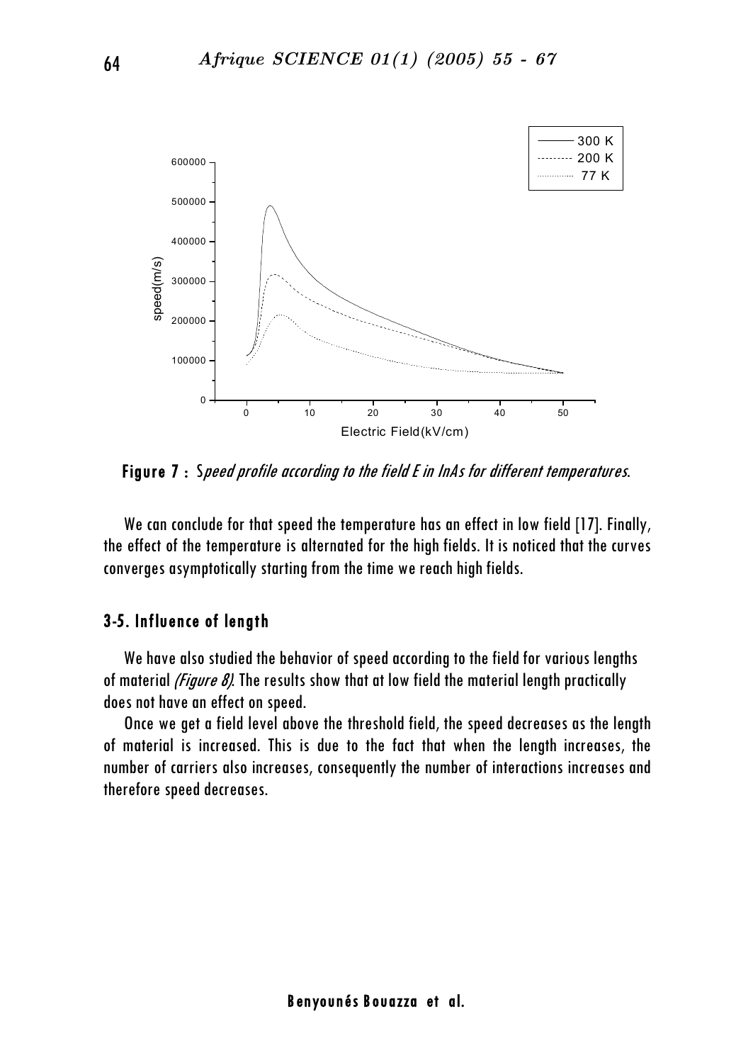**Figure 7 :** *Speed profile according to the field E in InAs for different temperatures*.

We can conclude for that speed the temperature has an effect in low field [17]. Finally, the effect of the temperature is alternated for the high fields. It is noticed that the curves converges asymptotically starting from the time we reach high fields.

### 3-5. Influence of length

We have also studied the behavior of speed according to the field for various lengths of material *(Figure 8)*. The results show that at low field the material length practically does not have an effect on speed.

Once we get a field level above the threshold field, the speed decreases as the length of material is increased. This is due to the fact that when the length increases, the number of carriers also increases, consequently the number of interactions increases and therefore speed decreases.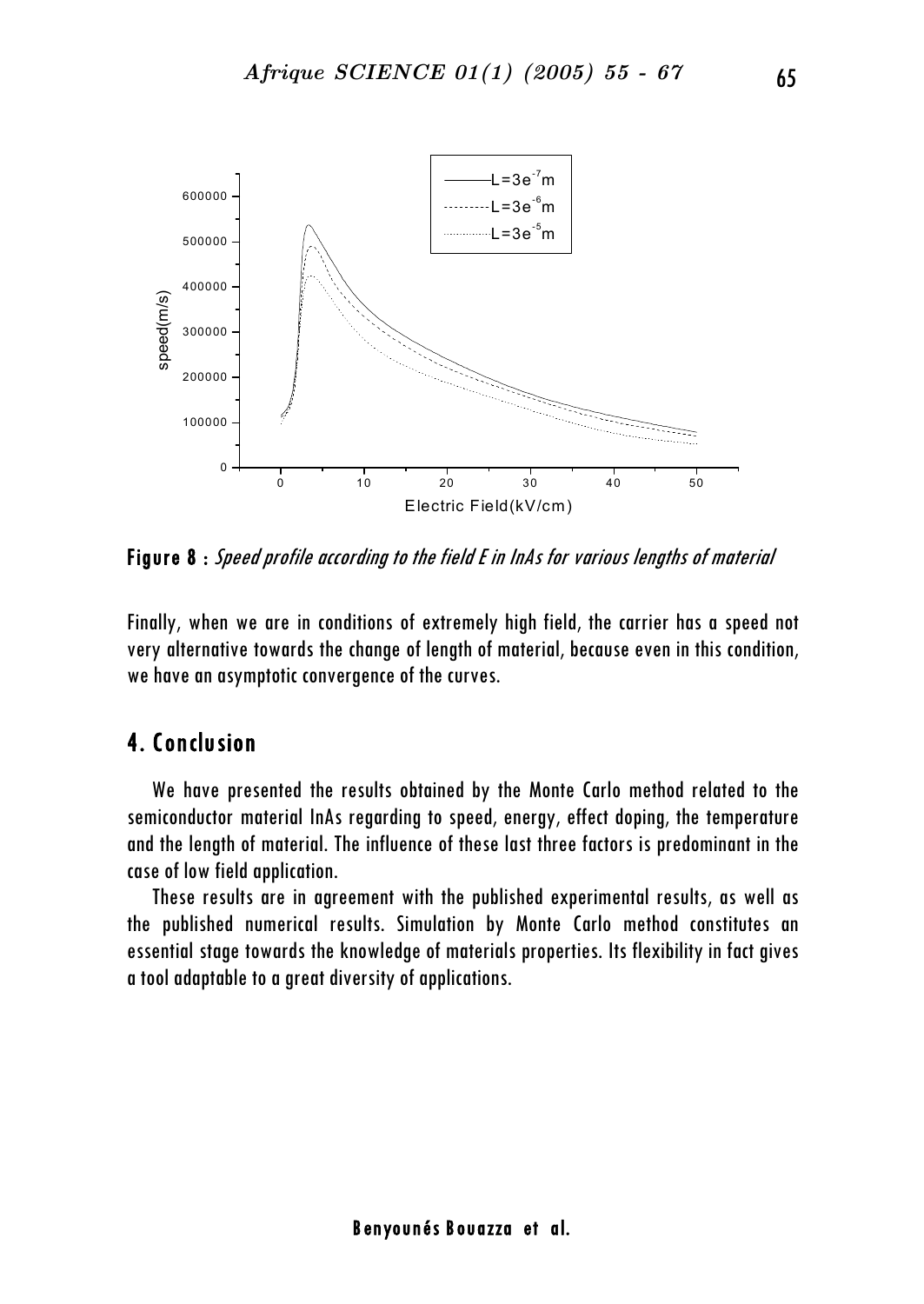Figure 8 : *Speed profile according to the field E in InAs for various lengths of material*

Finally, when we are in conditions of extremely high field, the carrier has a speed not very alternative towards the change of length of material, because even in this condition, we have an asymptotic convergence of the curves.

## 4. Conclusion

We have presented the results obtained by the Monte Carlo method related to the semiconductor material InAs regarding to speed, energy, effect doping, the temperature and the length of material. The influence of these last three factors is predominant in the case of low field application.

These results are in agreement with the published experimental results, as well as the published numerical results. Simulation by Monte Carlo method constitutes an essential stage towards the knowledge of materials properties. Its flexibility in fact gives a tool adaptable to a great diversity of applications.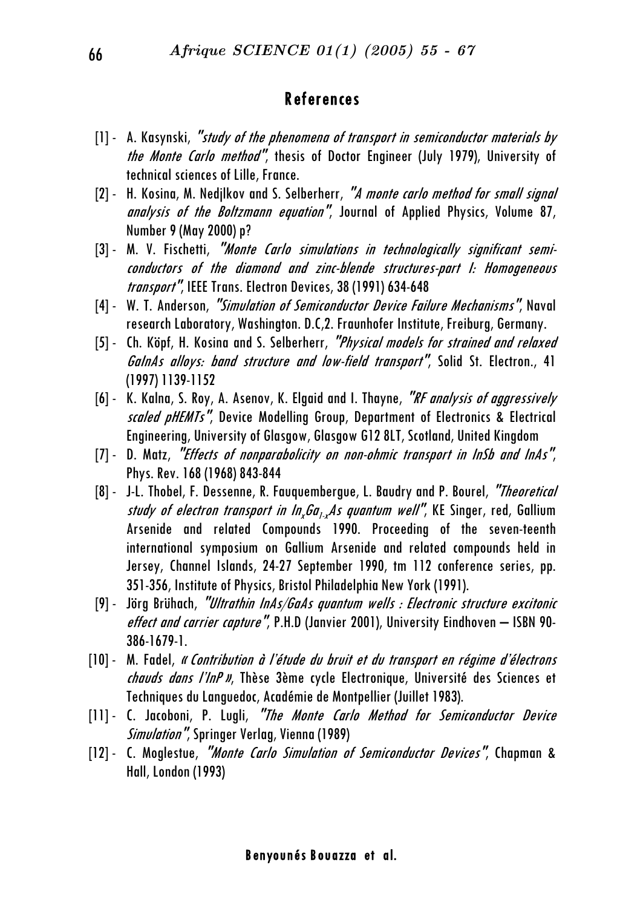## References

[1] - A. Kasynski, *"study of the phenomena of transport in semiconductor materials by the Monte Carlo method"*, thesis of Doctor Engineer (July 1979), University of technical sciences of Lille, France.

[2] - H. Kosina, M. Nedjlkov and S. Selberherr, *"A monte carlo method for small signal analysis of the Boltzmann equation"*, Journal of Applied Physics, Volume 87, Number 9 (May 2000) p?

[3] - M. V. Fischetti, *"Monte Carlo simulations in technologically significant semi-conductors of the diamond and zinc-blende structures-part I: Homogeneous transport"*, IEEE Trans. Electron Devices, 38 (1991) 634-648

[4] - W. T. Anderson, *"Simulation of Semiconductor Device Failure Mechanisms"*, Naval research Laboratory, Washington. D.C,2. Fraunhofer Institute, Freiburg, Germany.

[5] - Ch. Köpf, H. Kosina and S. Selberherr, *"Physical models for strained and relaxed GaInAs alloys: band structure and low-field transport"*, Solid St. Electron., 41 (1997) 1139-1152

[6] - K. Kalna, S. Roy, A. Asenov, K. Elgaid and I. Thayne, *"RF analysis of aggressively scaled pHEMTs"*, Device Modelling Group, Department of Electronics & Electrical Engineering, University of Glasgow, Glasgow G12 8LT, Scotland, United Kingdom

[7] - D. Matz, *"Effects of nonparabolicity on non-ohmic transport in InSb and InAs"*, Phys. Rev. 168 (1968) 843-844

[8] - J-L. Thobel, F. Dessenne, R. Fauquembergue, L. Baudry and P. Bourel, *"Theoretical study of electron transport in $In_xGa_{1-x}As$ quantum well"*, KE Singer, red, Gallium Arsenide and related Compounds 1990. Proceeding of the seven-teenth international symposium on Gallium Arsenide and related compounds held in Jersey, Channel Islands, 24-27 September 1990, tm 112 conference series, pp. 351-356, Institute of Physics, Bristol Philadelphia New York (1991).

[9] - Jörg Brühach, *"Ultrathin InAs/GaAs quantum wells : Electronic structure excitonic effect and carrier capture"*, P.H.D (Janvier 2001), University Eindhoven – ISBN 90-386-1679-1.

[10] - M. Fadel, *« Contribution à l'étude du bruit et du transport en régime d'électrons chauds dans l'InP »*, Thèse 3ème cycle Electronique, Université des Sciences et Techniques du Languedoc, Académie de Montpellier (Juillet 1983).

[11] - C. Jacoboni, P. Lugli, *"The Monte Carlo Method for Semiconductor Device Simulation"*, Springer Verlag, Vienna (1989)

[12] - C. Moglestue, *"Monte Carlo Simulation of Semiconductor Devices"*, Chapman & Hall, London (1993)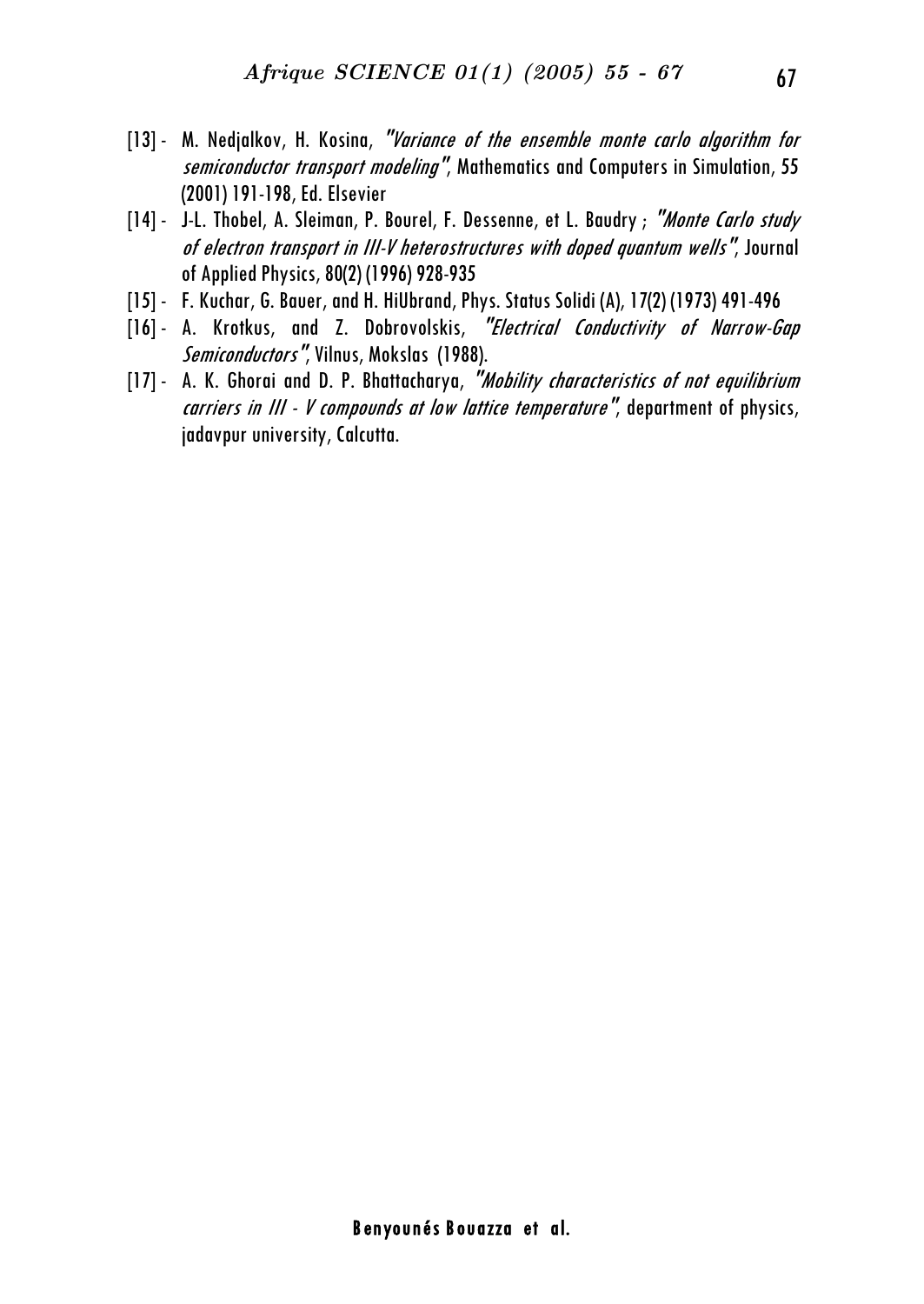[13] - M. Nedjalkov, H. Kosina, *"Variance of the ensemble monte carlo algorithm for semiconductor transport modeling"*, Mathematics and Computers in Simulation, 55 (2001) 191-198, Ed. Elsevier

[14] - J-L. Thobel, A. Sleiman, P. Bourel, F. Dessenne, et L. Baudry ; *"Monte Carlo study of electron transport in III-V heterostructures with doped quantum wells"*, Journal of Applied Physics, 80(2) (1996) 928-935

[15] - F. Kuchar, G. Bauer, and H. HiUbrand, Phys. Status Solidi (A), 17(2) (1973) 491-496

[16] - A. Krotkus, and Z. Dobrovolskis, *"Electrical Conductivity of Narrow-Gap Semiconductors"*, Vilnus, Mokslas (1988).

[17] - A. K. Ghorai and D. P. Bhattacharya, *"Mobility characteristics of not equilibrium carriers in III - V compounds at low lattice temperature"*, department of physics, jadavpur university, Calcutta.